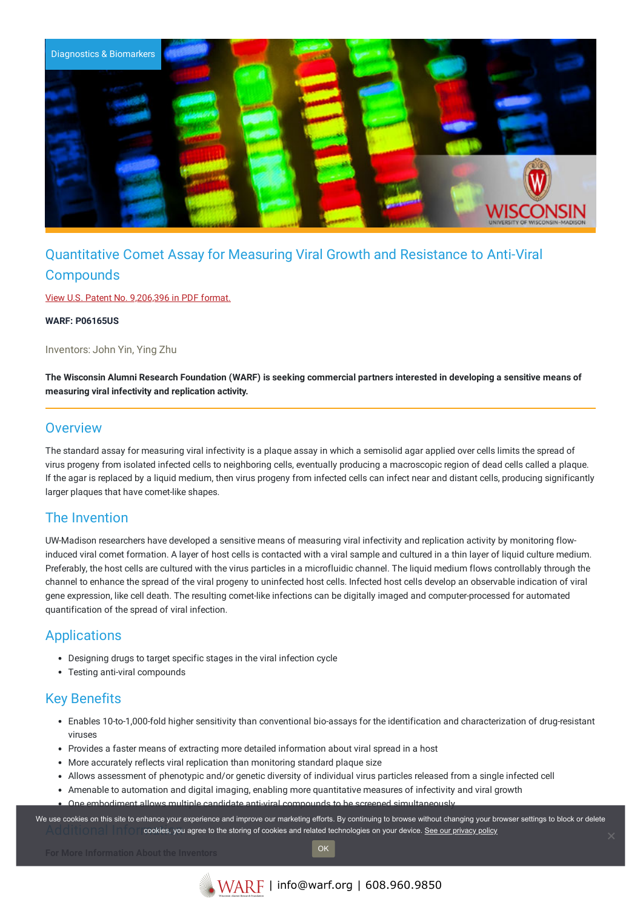Diagnostics & Biomarkers

# Quantitative Comet Assay for Measuring Viral Growth and Resistance to Anti-Viral Compounds

View U.S. Patent No. 9,206,396 in PDF format.

**WARF: P06165US**

Inventors: John Yin, Ying Zhu

**The Wisconsin Alumni Research Foundation (WARF) is seeking commercial partners interested in developing a sensitive means of measuring viral infectivity and replication activity.**

## Overview

The standard assay for measuring viral infectivity is a plaque assay in which a semisolid agar applied over cells limits the spread of virus progeny from isolated infected cells to neighboring cells, eventually producing a macroscopic region of dead cells called a plaque. If the agar is replaced by a liquid medium, then virus progeny from infected cells can infect near and distant cells, producing significantly larger plaques that have comet-like shapes.

## The Invention

UW-Madison researchers have developed a sensitive means of measuring viral infectivity and replication activity by monitoring flow-induced viral comet formation. A layer of host cells is contacted with a viral sample and cultured in a thin layer of liquid culture medium. Preferably, the host cells are cultured with the virus particles in a microfluidic channel. The liquid medium flows controllably through the channel to enhance the spread of the viral progeny to uninfected host cells. Infected host cells develop an observable indication of viral gene expression, like cell death. The resulting comet-like infections can be digitally imaged and computer-processed for automated quantification of the spread of viral infection.

## Applications

- Designing drugs to target specific stages in the viral infection cycle
- Testing anti-viral compounds

## Key Benefits

- Enables 10-to-1,000-fold higher sensitivity than conventional bio-assays for the identification and characterization of drug-resistant viruses
- Provides a faster means of extracting more detailed information about viral spread in a host
- More accurately reflects viral replication than monitoring standard plaque size
- Allows assessment of phenotypic and/or genetic diversity of individual virus particles released from a single infected cell
- Amenable to automation and digital imaging, enabling more quantitative measures of infectivity and viral growth
- One embodiment allows multiple candidate anti-viral compounds to be screened simultaneously

We use cookies on this site to enhance your experience and improve our marketing efforts. By continuing to browse without changing your browser settings to block or delete cookies, you agree to the storing of cookies and related technologies on your device. See our privacy policy

OK

## Additional Information

**For More Information About the Inventors**

WARF | info@warf.org | 608.960.9850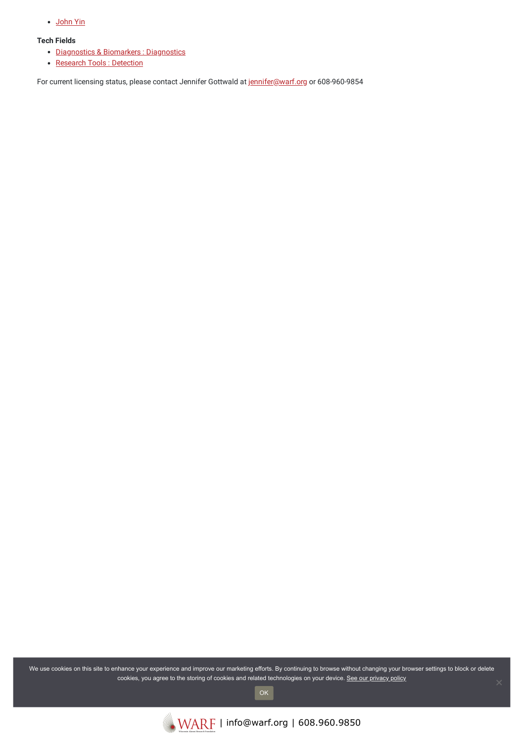- John Yin

**Tech Fields**

- Diagnostics & Biomarkers : Diagnostics
- Research Tools : Detection

For current licensing status, please contact Jennifer Gottwald at jennifer@warf.org or 608-960-9854